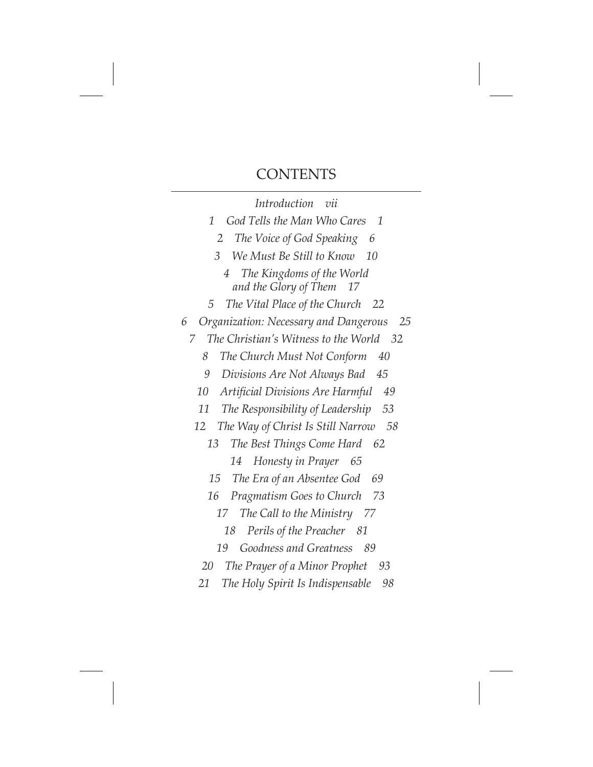# CONTENTS

*Introduction vii*

*1 God Tells the Man Who Cares 1*

*2 The Voice of God Speaking 6*

*3 We Must Be Still to Know 10*

*4 The Kingdoms of the World and the Glory of Them 17*

*5 The Vital Place of the Church 22*

*6 Organization: Necessary and Dangerous 25*

*7 The Christian's Witness to the World 32*

*8 The Church Must Not Conform 40*

*9 Divisions Are Not Always Bad 45*

*10 Artificial Divisions Are Harmful 49*

*11 The Responsibility of Leadership 53*

*12 The Way of Christ Is Still Narrow 58*

*13 The Best Things Come Hard 62*

*14 Honesty in Prayer 65*

*15 The Era of an Absentee God 69*

*16 Pragmatism Goes to Church 73*

*17 The Call to the Ministry 77*

*18 Perils of the Preacher 81*

*19 Goodness and Greatness 89*

*20 The Prayer of a Minor Prophet 93*

*21 The Holy Spirit Is Indispensable 98*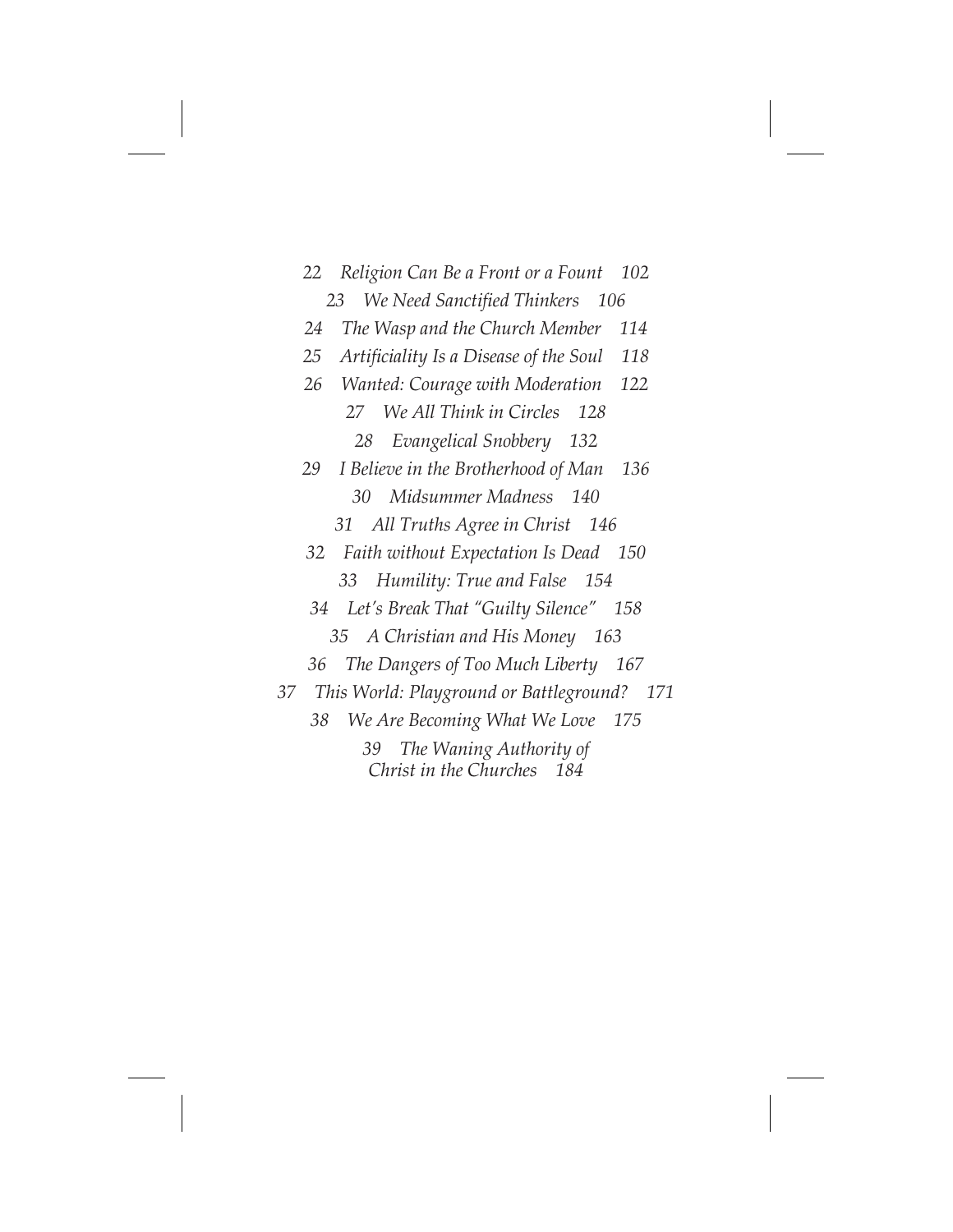*22 Religion Can Be a Front or a Fount 102*

*23 We Need Sanctified Thinkers 106*

*24 The Wasp and the Church Member 114*

*25 Artificiality Is a Disease of the Soul 118*

*26 Wanted: Courage with Moderation 122*

*27 We All Think in Circles 128*

*28 Evangelical Snobbery 132*

*29 I Believe in the Brotherhood of Man 136*

*30 Midsummer Madness 140*

*31 All Truths Agree in Christ 146*

*32 Faith without Expectation Is Dead 150*

*33 Humility: True and False 154*

*34 Let's Break That "Guilty Silence" 158*

*35 A Christian and His Money 163*

*36 The Dangers of Too Much Liberty 167*

*37 This World: Playground or Battleground? 171*

*38 We Are Becoming What We Love 175*

*39 The Waning Authority of Christ in the Churches 184*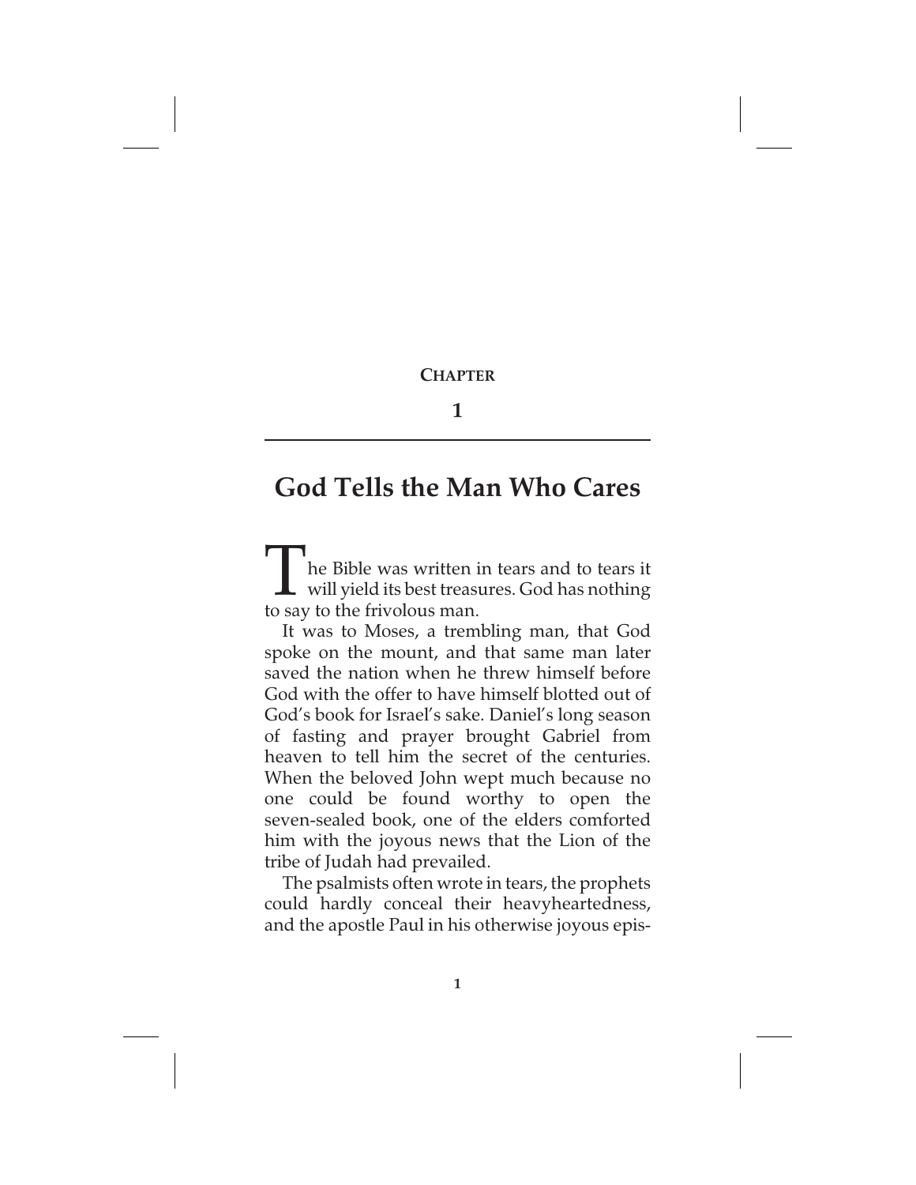**Chapter**

**1**

# God Tells the Man Who Cares

The Bible was written in tears and to tears it will yield its best treasures. God has nothing to say to the frivolous man.

It was to Moses, a trembling man, that God spoke on the mount, and that same man later saved the nation when he threw himself before God with the offer to have himself blotted out of God's book for Israel's sake. Daniel's long season of fasting and prayer brought Gabriel from heaven to tell him the secret of the centuries. When the beloved John wept much because no one could be found worthy to open the seven-sealed book, one of the elders comforted him with the joyous news that the Lion of the tribe of Judah had prevailed.

The psalmists often wrote in tears, the prophets could hardly conceal their heavyheartedness, and the apostle Paul in his otherwise joyous epis-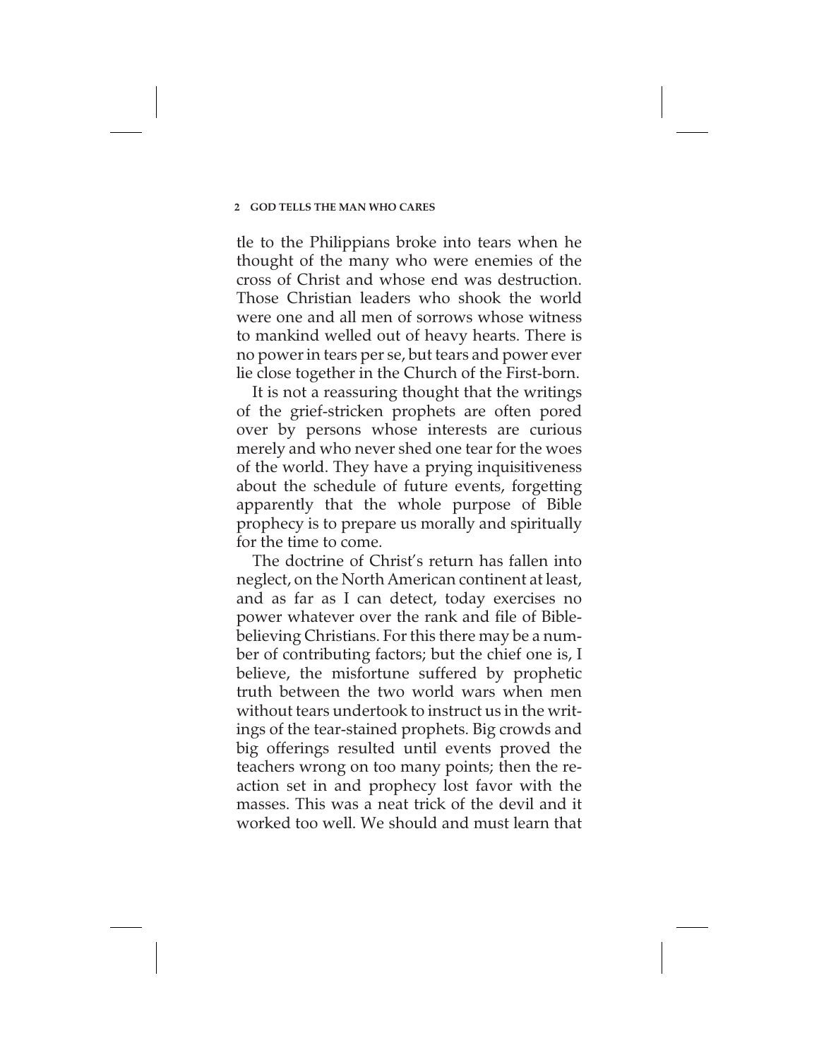tle to the Philippians broke into tears when he thought of the many who were enemies of the cross of Christ and whose end was destruction. Those Christian leaders who shook the world were one and all men of sorrows whose witness to mankind welled out of heavy hearts. There is no power in tears per se, but tears and power ever lie close together in the Church of the First-born.

It is not a reassuring thought that the writings of the grief-stricken prophets are often pored over by persons whose interests are curious merely and who never shed one tear for the woes of the world. They have a prying inquisitiveness about the schedule of future events, forgetting apparently that the whole purpose of Bible prophecy is to prepare us morally and spiritually for the time to come.

The doctrine of Christ's return has fallen into neglect, on the North American continent at least, and as far as I can detect, today exercises no power whatever over the rank and file of Bible-believing Christians. For this there may be a number of contributing factors; but the chief one is, I believe, the misfortune suffered by prophetic truth between the two world wars when men without tears undertook to instruct us in the writings of the tear-stained prophets. Big crowds and big offerings resulted until events proved the teachers wrong on too many points; then the reaction set in and prophecy lost favor with the masses. This was a neat trick of the devil and it worked too well. We should and must learn that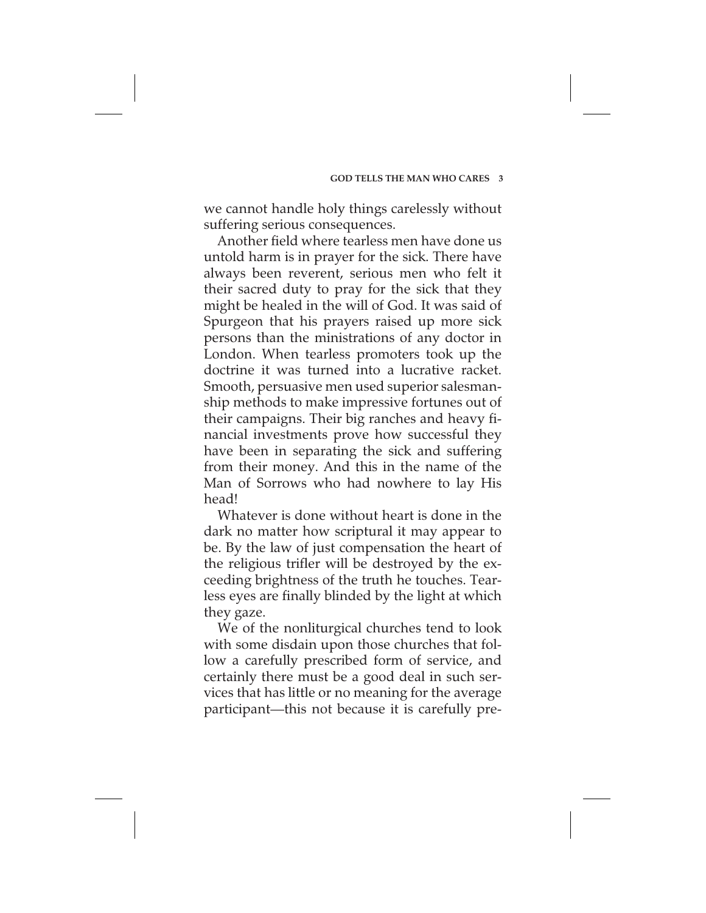we cannot handle holy things carelessly without suffering serious consequences.

Another field where tearless men have done us untold harm is in prayer for the sick. There have always been reverent, serious men who felt it their sacred duty to pray for the sick that they might be healed in the will of God. It was said of Spurgeon that his prayers raised up more sick persons than the ministrations of any doctor in London. When tearless promoters took up the doctrine it was turned into a lucrative racket. Smooth, persuasive men used superior salesmanship methods to make impressive fortunes out of their campaigns. Their big ranches and heavy financial investments prove how successful they have been in separating the sick and suffering from their money. And this in the name of the Man of Sorrows who had nowhere to lay His head!

Whatever is done without heart is done in the dark no matter how scriptural it may appear to be. By the law of just compensation the heart of the religious trifler will be destroyed by the exceeding brightness of the truth he touches. Tearless eyes are finally blinded by the light at which they gaze.

We of the nonliturgical churches tend to look with some disdain upon those churches that follow a carefully prescribed form of service, and certainly there must be a good deal in such services that has little or no meaning for the average participant—this not because it is carefully pre-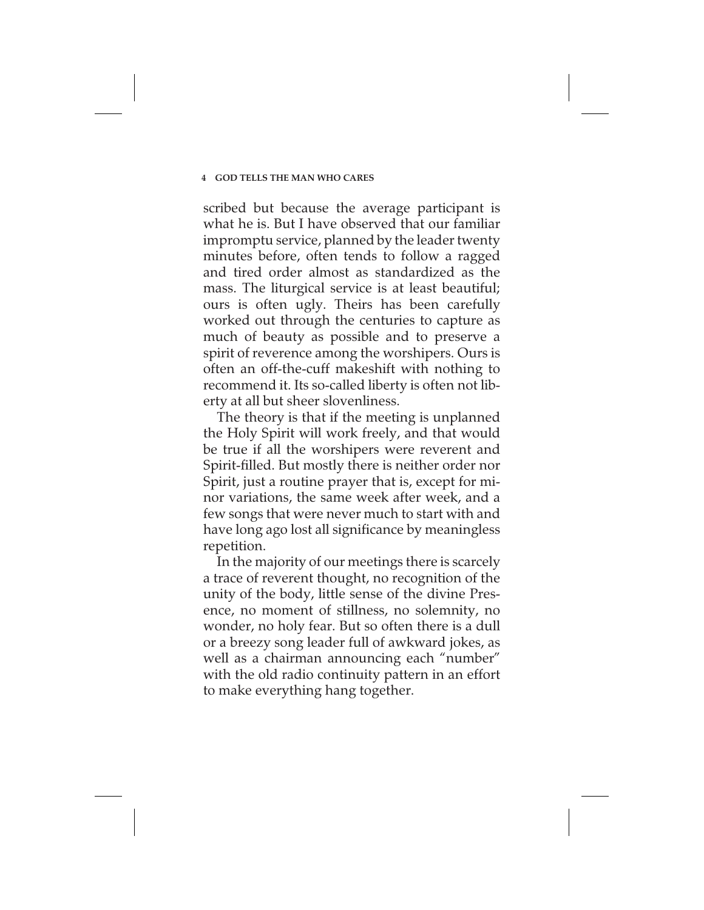scribed but because the average participant is what he is. But I have observed that our familiar impromptu service, planned by the leader twenty minutes before, often tends to follow a ragged and tired order almost as standardized as the mass. The liturgical service is at least beautiful; ours is often ugly. Theirs has been carefully worked out through the centuries to capture as much of beauty as possible and to preserve a spirit of reverence among the worshipers. Ours is often an off-the-cuff makeshift with nothing to recommend it. Its so-called liberty is often not liberty at all but sheer slovenliness.

The theory is that if the meeting is unplanned the Holy Spirit will work freely, and that would be true if all the worshipers were reverent and Spirit-filled. But mostly there is neither order nor Spirit, just a routine prayer that is, except for minor variations, the same week after week, and a few songs that were never much to start with and have long ago lost all significance by meaningless repetition.

In the majority of our meetings there is scarcely a trace of reverent thought, no recognition of the unity of the body, little sense of the divine Presence, no moment of stillness, no solemnity, no wonder, no holy fear. But so often there is a dull or a breezy song leader full of awkward jokes, as well as a chairman announcing each "number" with the old radio continuity pattern in an effort to make everything hang together.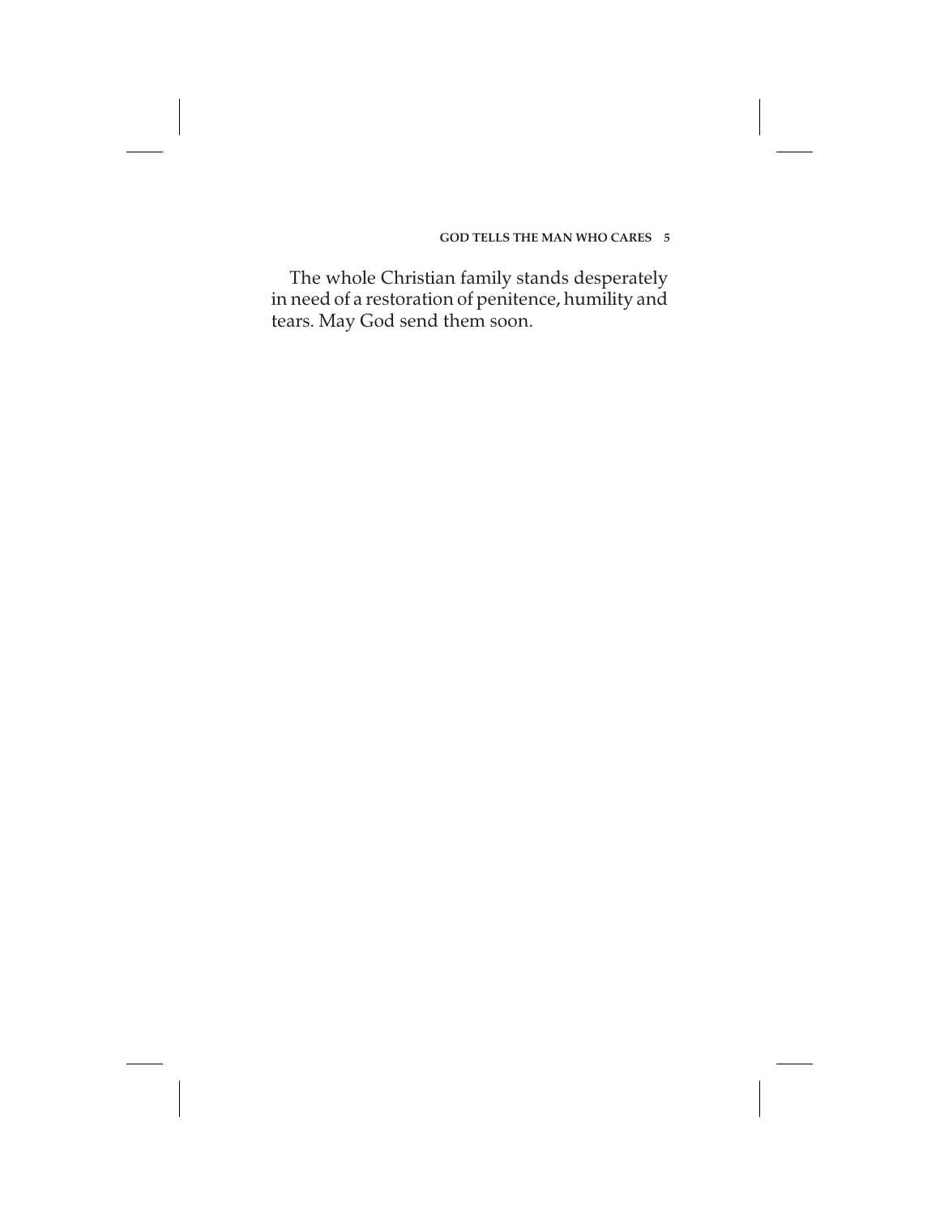The whole Christian family stands desperately in need of a restoration of penitence, humility and tears. May God send them soon.